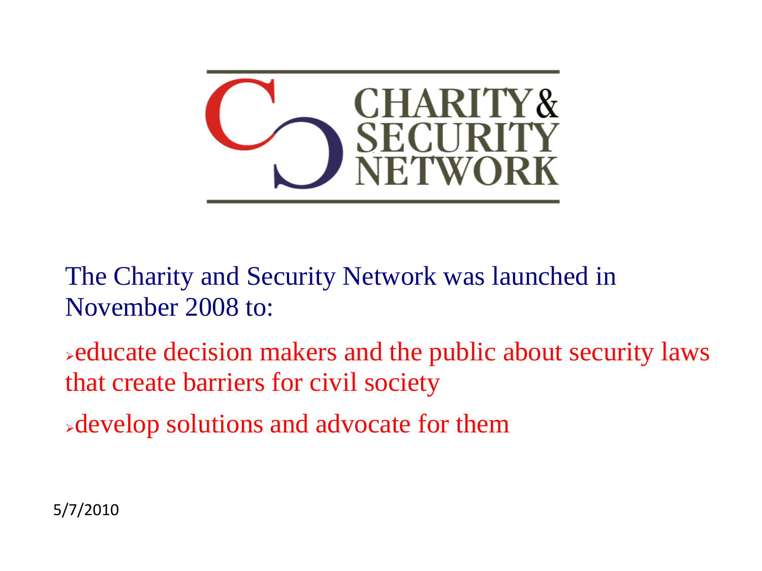# CHARITY & SECURITY NETWORK

The Charity and Security Network was launched in November 2008 to:

- educate decision makers and the public about security laws that create barriers for civil society
- develop solutions and advocate for them

5/7/2010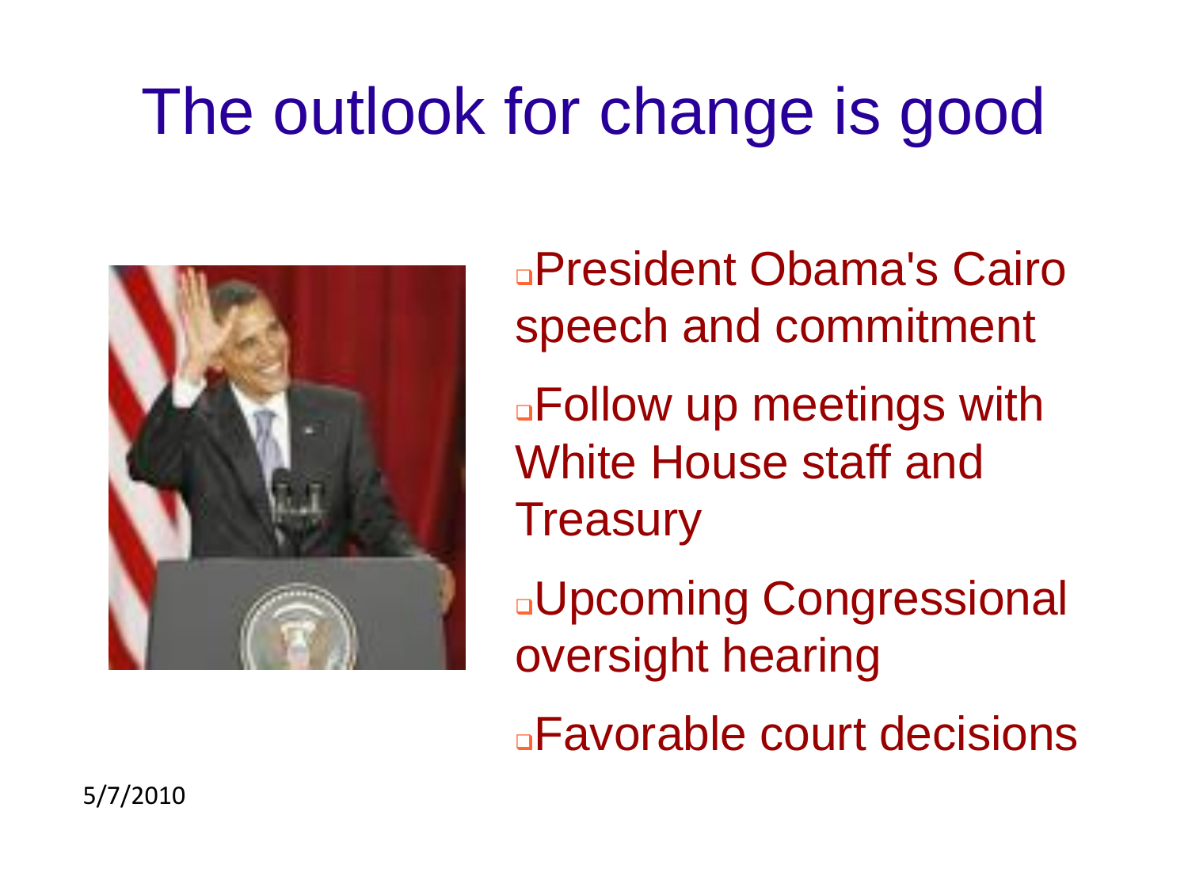# The outlook for change is good

- President Obama's Cairo speech and commitment
- Follow up meetings with White House staff and Treasury
- Upcoming Congressional oversight hearing
- Favorable court decisions

5/7/2010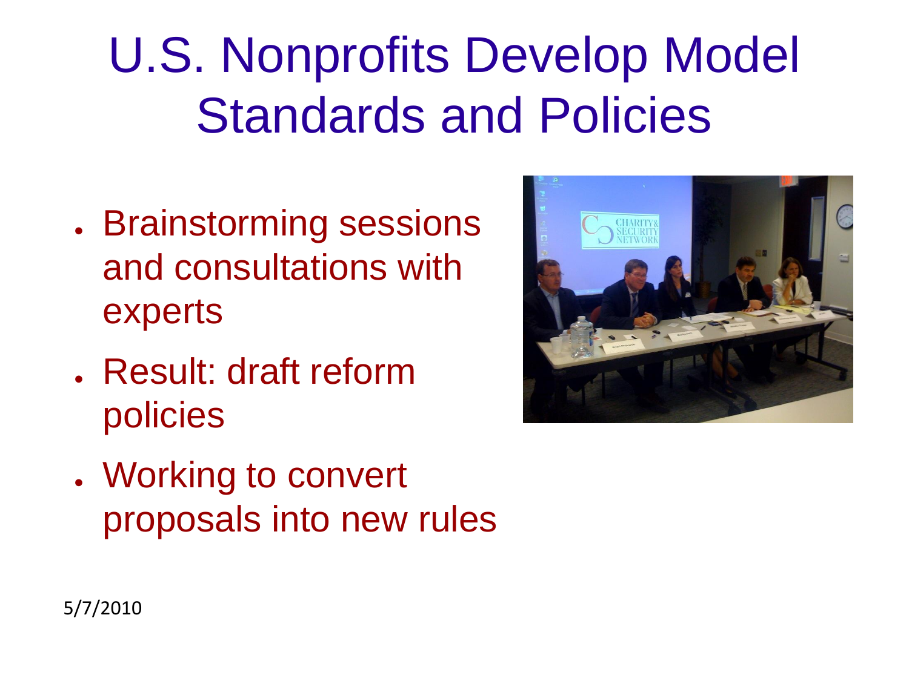# U.S. Nonprofits Develop Model Standards and Policies

- Brainstorming sessions and consultations with experts
- Result: draft reform policies
- Working to convert proposals into new rules

5/7/2010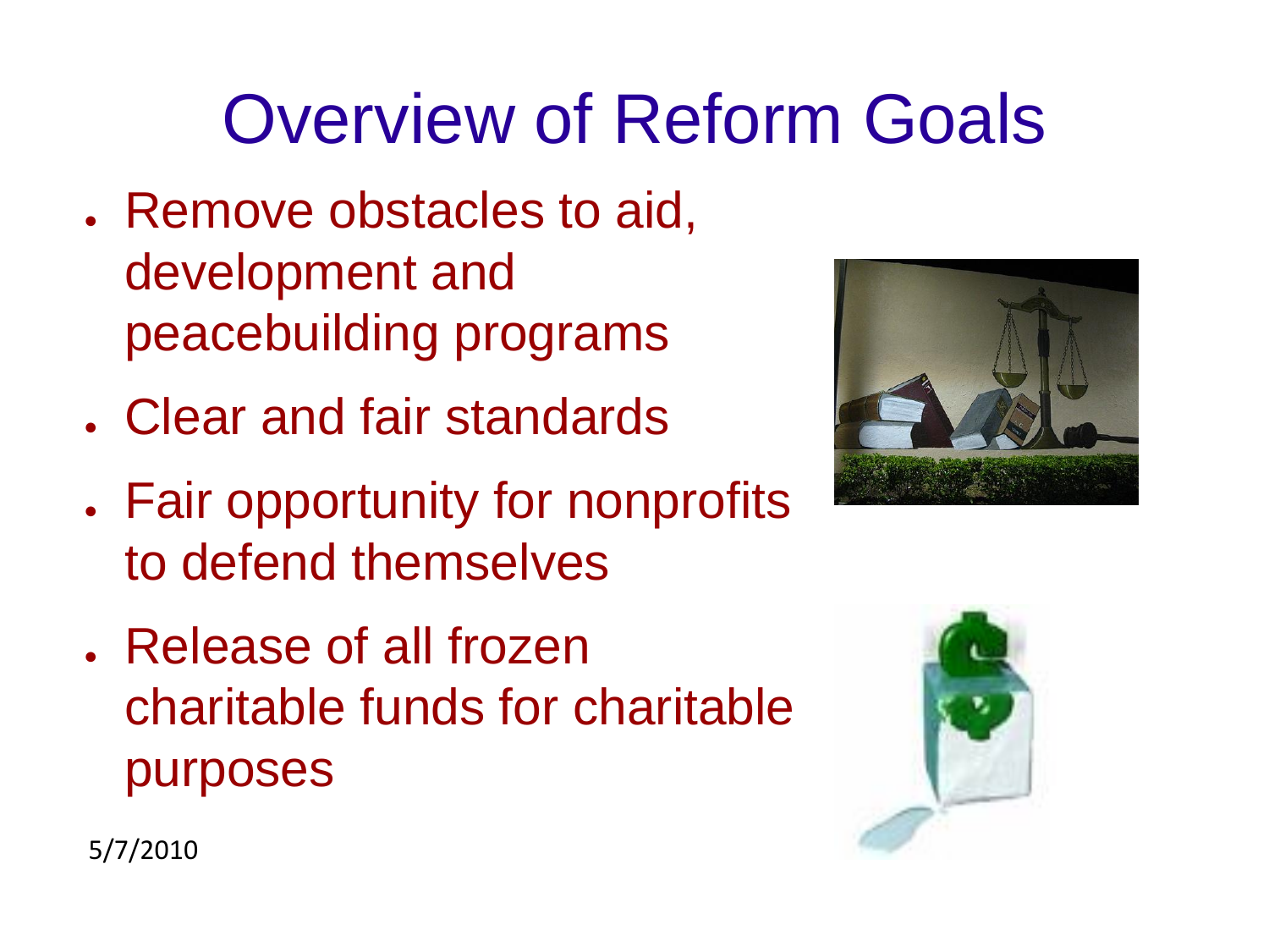# Overview of Reform Goals

- Remove obstacles to aid, development and peacebuilding programs
- Clear and fair standards
- Fair opportunity for nonprofits to defend themselves
- Release of all frozen charitable funds for charitable purposes

5/7/2010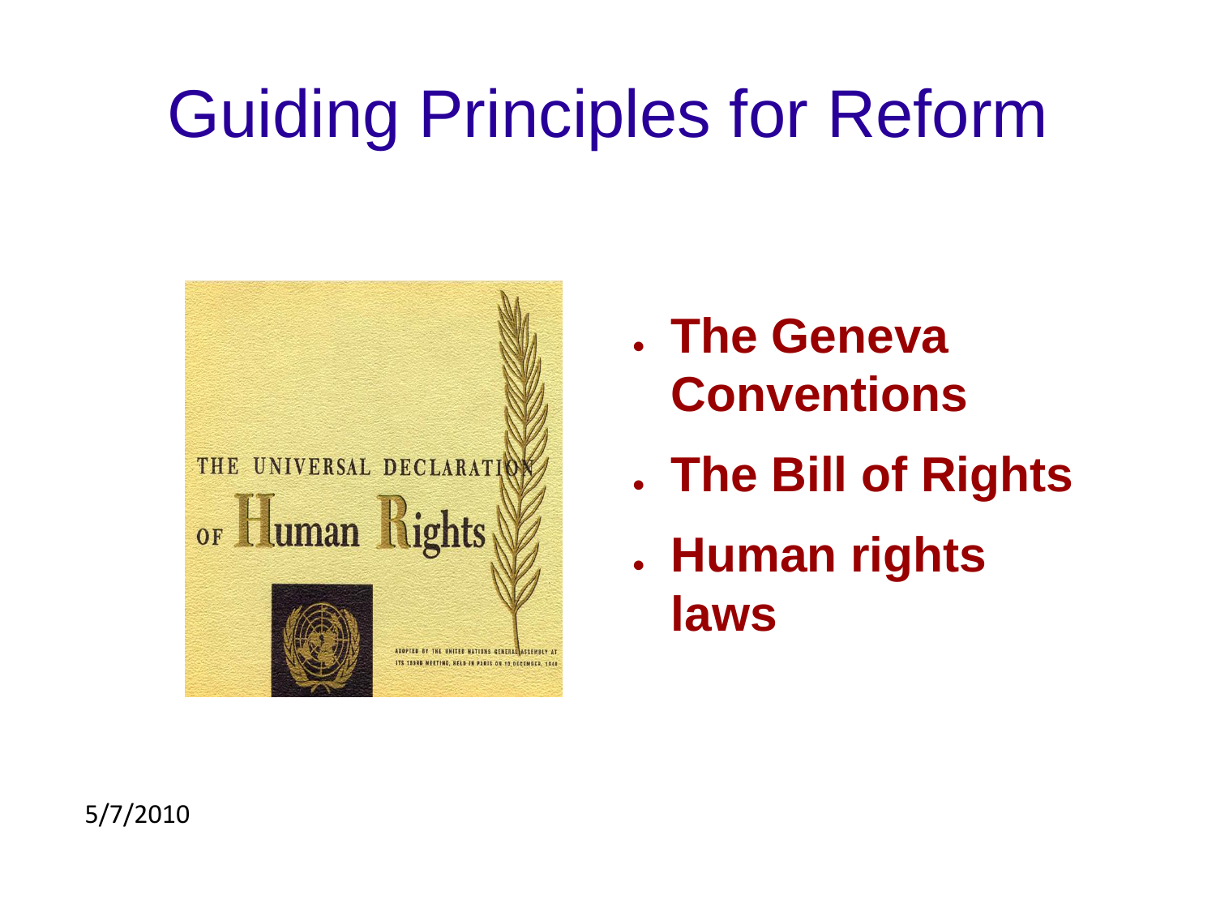# Guiding Principles for Reform

- **The Geneva Conventions**
- **The Bill of Rights**
- **Human rights laws**

5/7/2010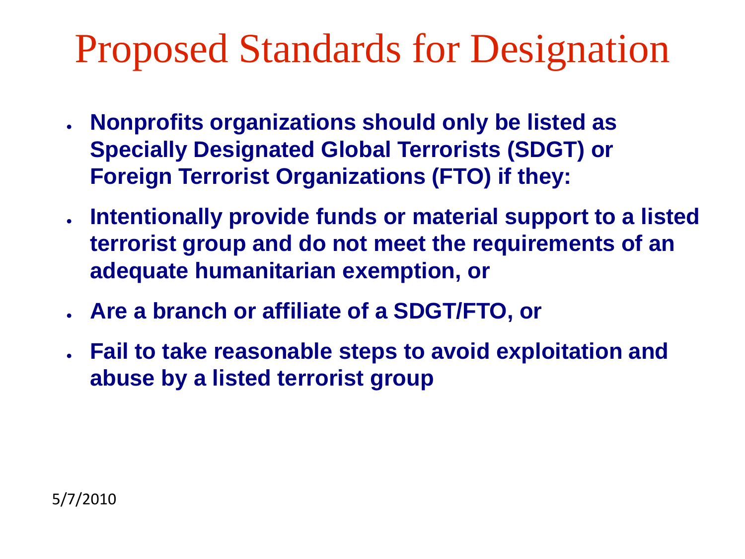# Proposed Standards for Designation

- **Nonprofits organizations should only be listed as Specially Designated Global Terrorists (SDGT) or Foreign Terrorist Organizations (FTO) if they:**
- **Intentionally provide funds or material support to a listed terrorist group and do not meet the requirements of an adequate humanitarian exemption, or**
- **Are a branch or affiliate of a SDGT/FTO, or**
- **Fail to take reasonable steps to avoid exploitation and abuse by a listed terrorist group**

5/7/2010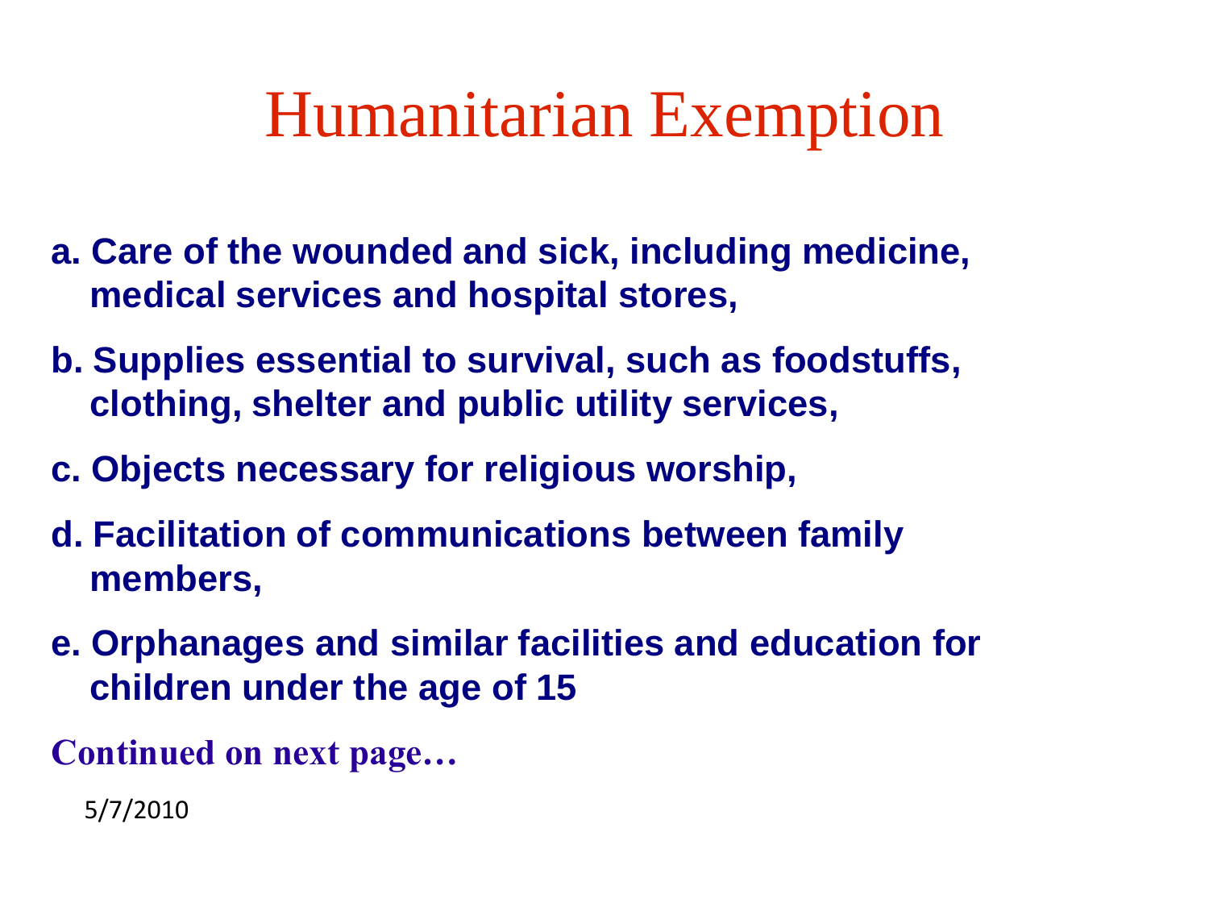# Humanitarian Exemption

a. **Care of the wounded and sick, including medicine, medical services and hospital stores,**

b. **Supplies essential to survival, such as foodstuffs, clothing, shelter and public utility services,**

c. **Objects necessary for religious worship,**

d. **Facilitation of communications between family members,**

e. **Orphanages and similar facilities and education for children under the age of 15**

**Continued on next page…**

5/7/2010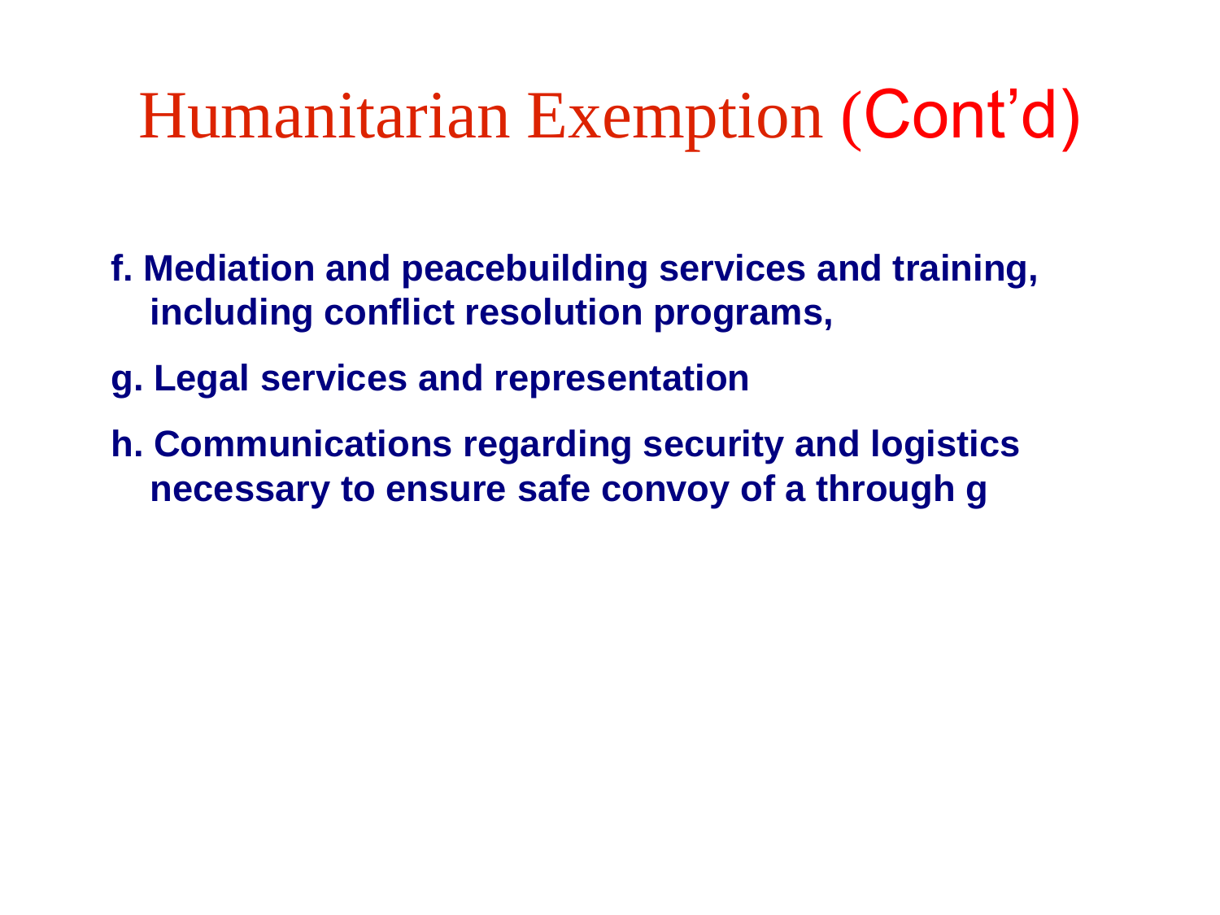# Humanitarian Exemption (Cont'd)

**f. Mediation and peacebuilding services and training, including conflict resolution programs,**

**g. Legal services and representation**

**h. Communications regarding security and logistics necessary to ensure safe convoy of a through g**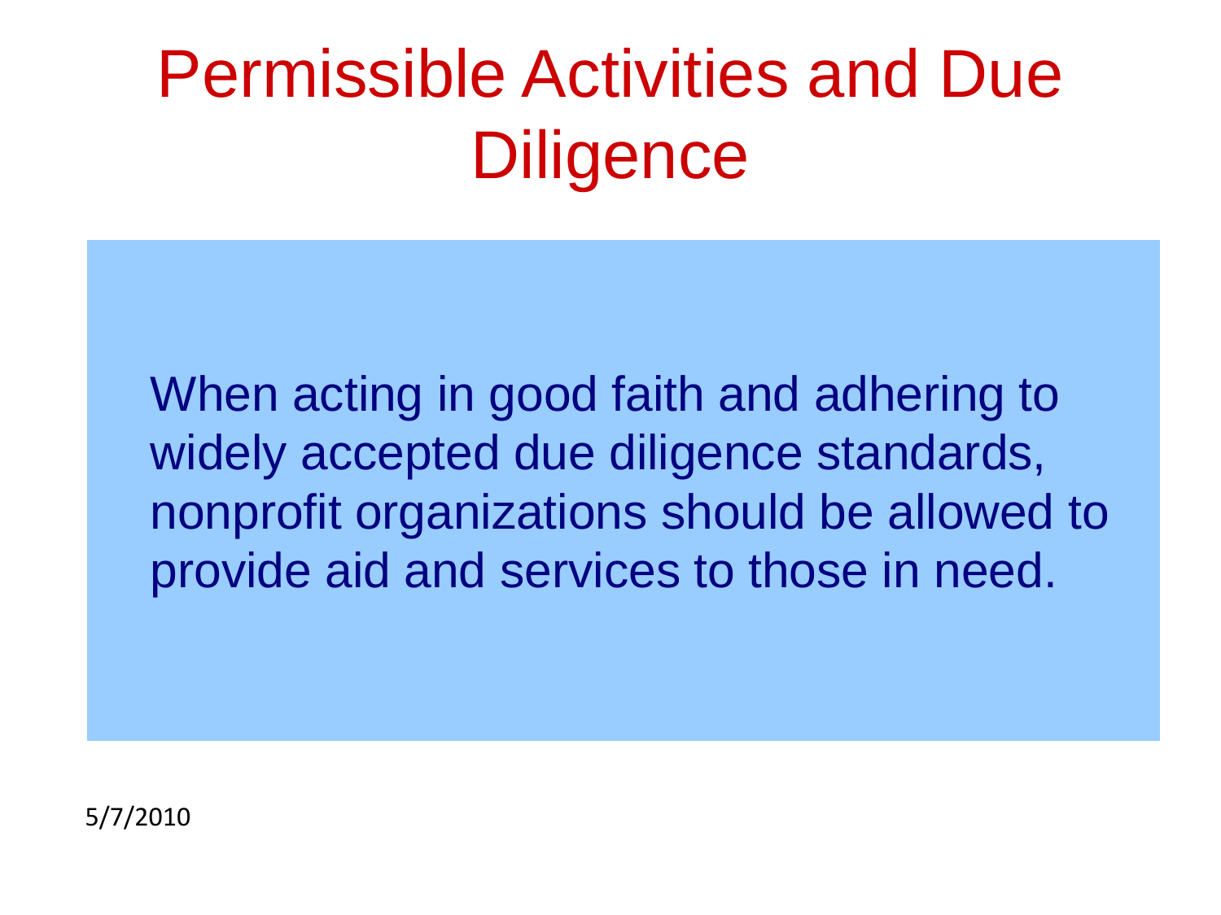# Permissible Activities and Due Diligence

When acting in good faith and adhering to widely accepted due diligence standards, nonprofit organizations should be allowed to provide aid and services to those in need.

5/7/2010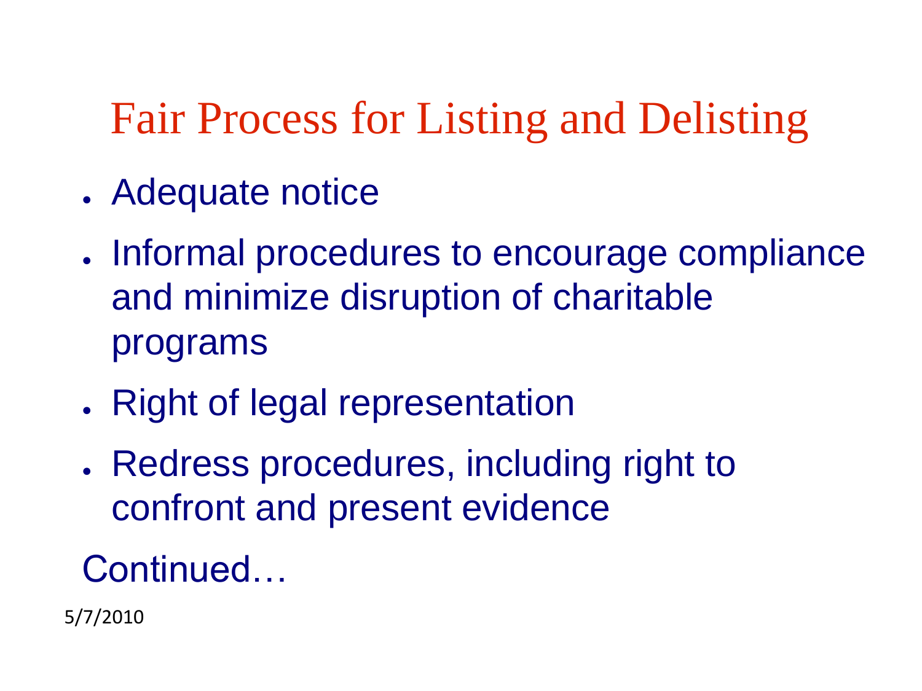# Fair Process for Listing and Delisting

- Adequate notice
- Informal procedures to encourage compliance and minimize disruption of charitable programs
- Right of legal representation
- Redress procedures, including right to confront and present evidence

Continued…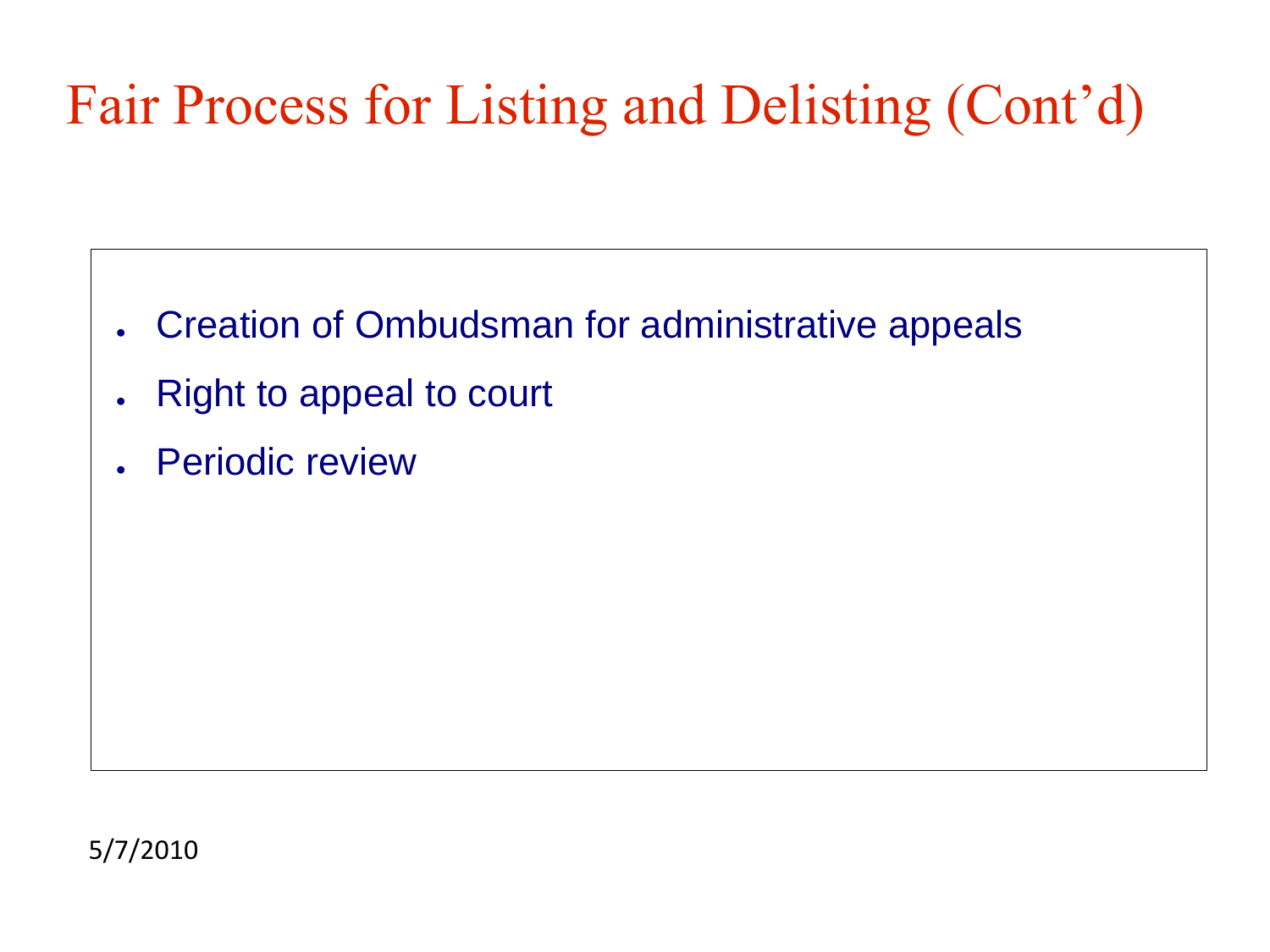# Fair Process for Listing and Delisting (Cont'd)

- Creation of Ombudsman for administrative appeals
- Right to appeal to court
- Periodic review

5/7/2010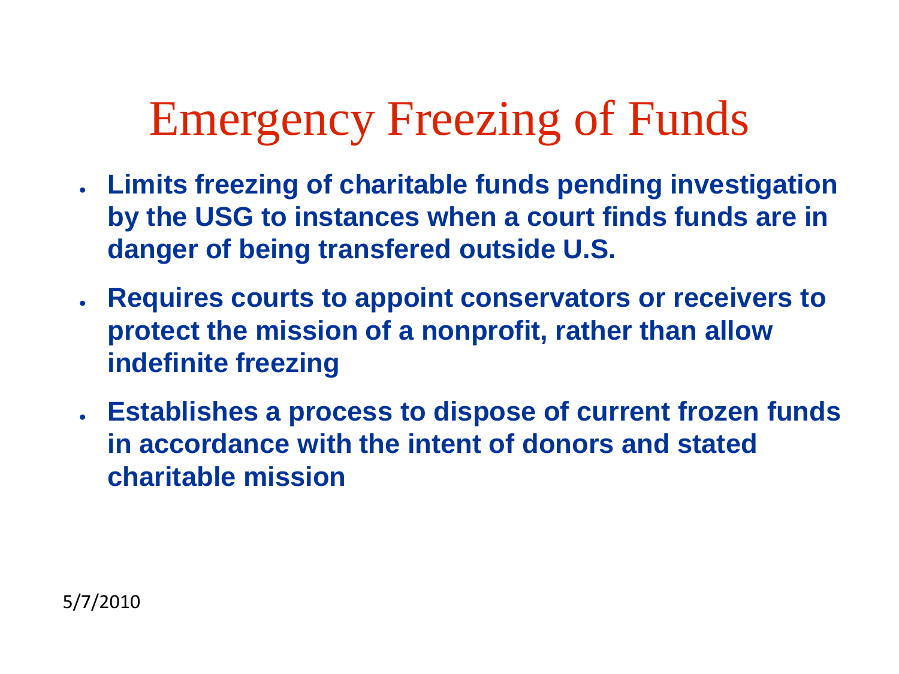# Emergency Freezing of Funds

- **Limits freezing of charitable funds pending investigation by the USG to instances when a court finds funds are in danger of being transfered outside U.S.**
- **Requires courts to appoint conservators or receivers to protect the mission of a nonprofit, rather than allow indefinite freezing**
- **Establishes a process to dispose of current frozen funds in accordance with the intent of donors and stated charitable mission**

5/7/2010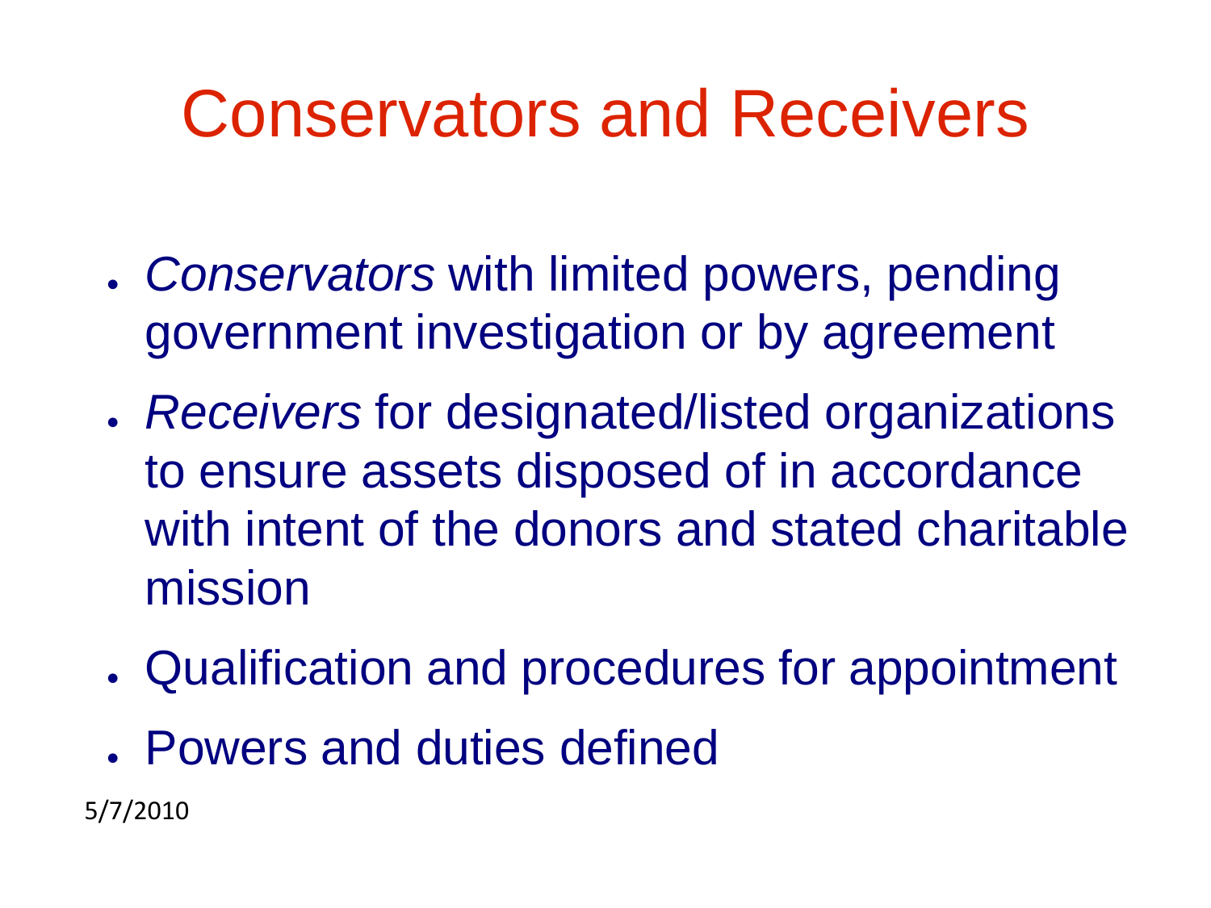# Conservators and Receivers

- *Conservators* with limited powers, pending government investigation or by agreement
- *Receivers* for designated/listed organizations to ensure assets disposed of in accordance with intent of the donors and stated charitable mission
- Qualification and procedures for appointment
- Powers and duties defined

5/7/2010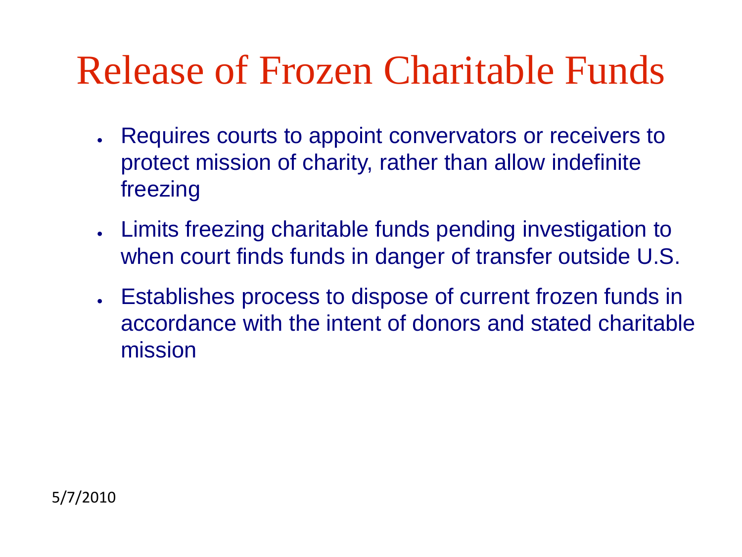# Release of Frozen Charitable Funds

- Requires courts to appoint convervators or receivers to protect mission of charity, rather than allow indefinite freezing
- Limits freezing charitable funds pending investigation to when court finds funds in danger of transfer outside U.S.
- Establishes process to dispose of current frozen funds in accordance with the intent of donors and stated charitable mission

5/7/2010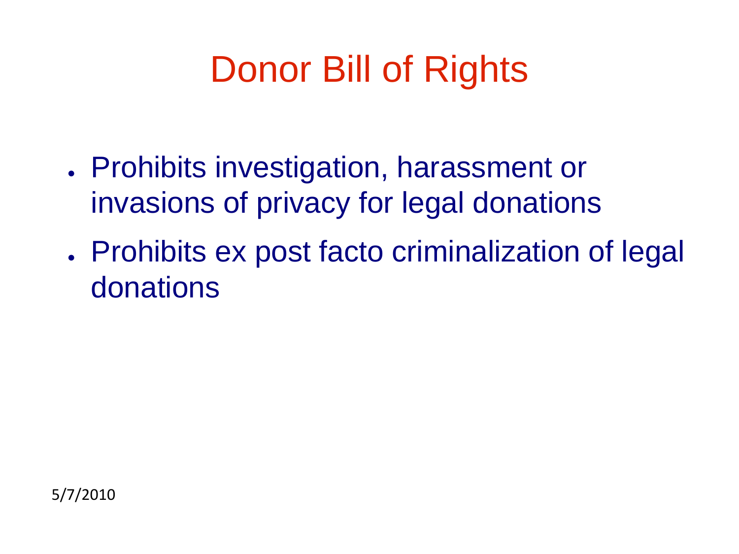# Donor Bill of Rights

- Prohibits investigation, harassment or invasions of privacy for legal donations
- Prohibits ex post facto criminalization of legal donations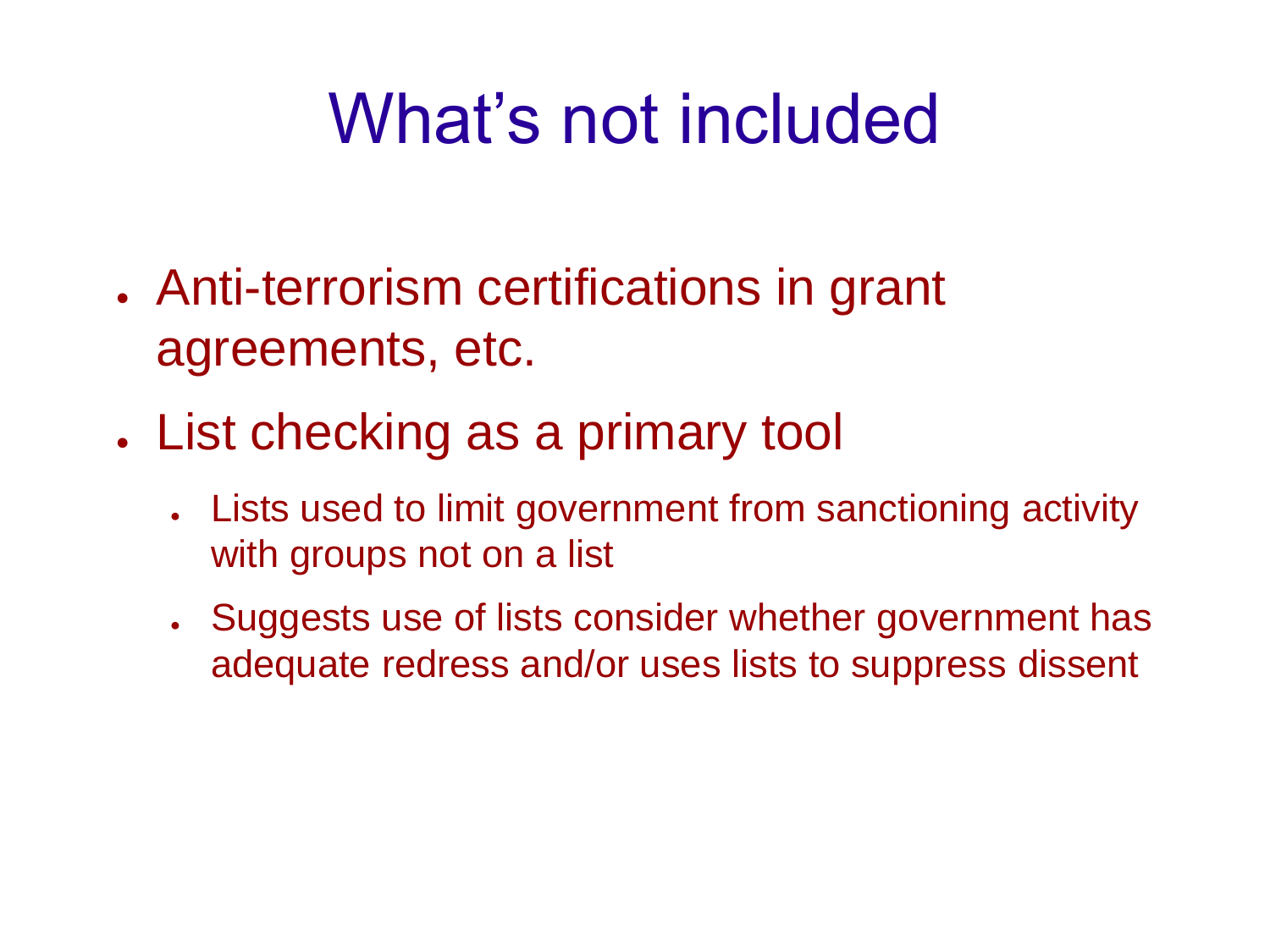# What's not included

- Anti-terrorism certifications in grant agreements, etc.
- List checking as a primary tool
  - Lists used to limit government from sanctioning activity with groups not on a list
  - Suggests use of lists consider whether government has adequate redress and/or uses lists to suppress dissent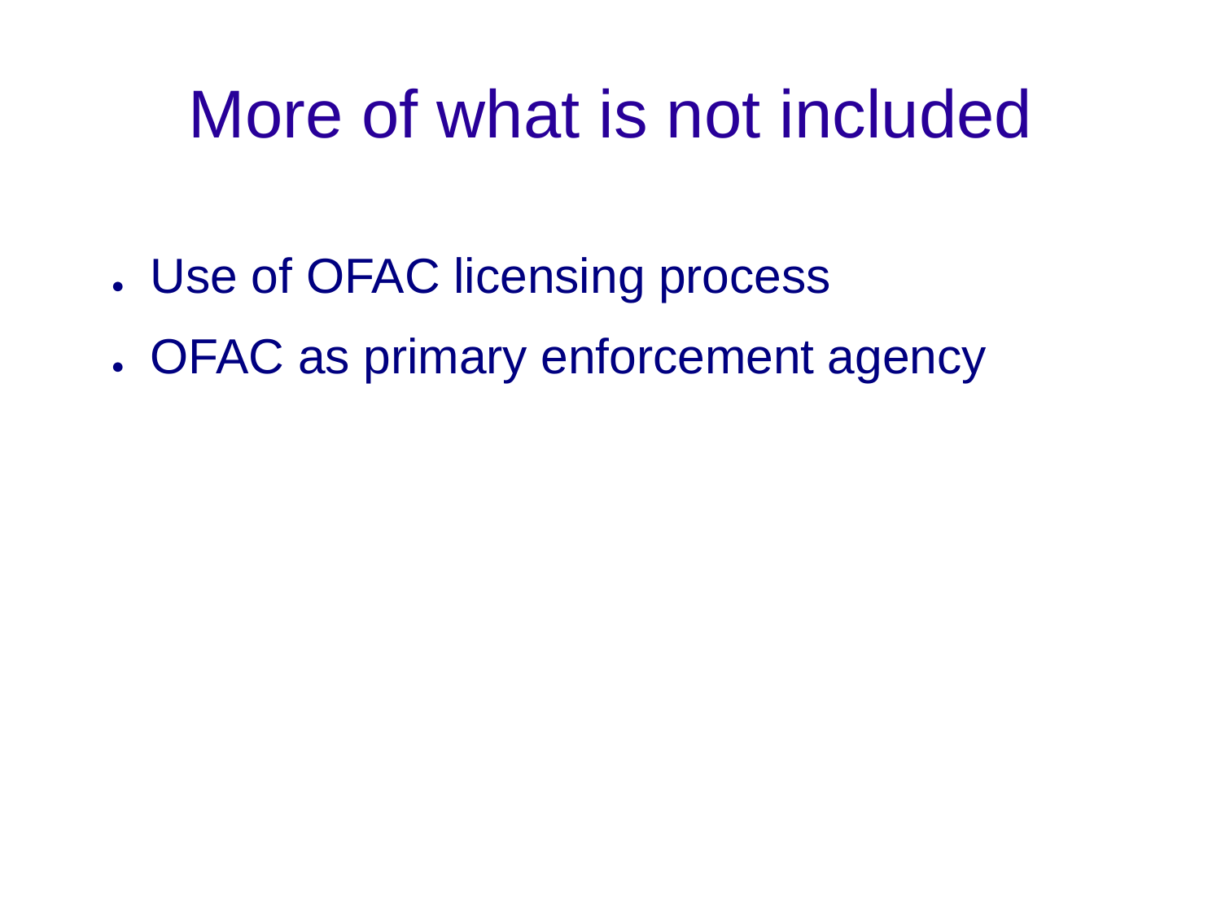# More of what is not included

- Use of OFAC licensing process
- OFAC as primary enforcement agency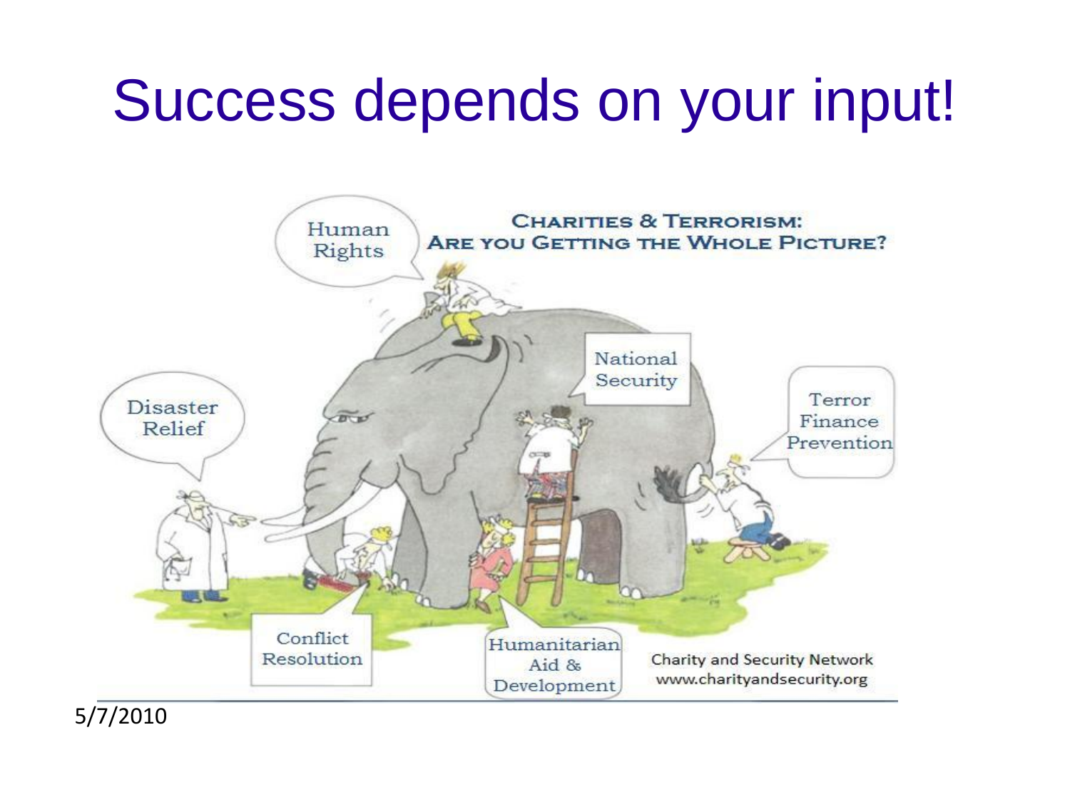# Success depends on your input!

CHARITIES & TERRORISM:
ARE YOU GETTING THE WHOLE PICTURE?

Human Rights

National Security

Disaster Relief

Terror Finance Prevention

Conflict Resolution

Humanitarian Aid & Development

Charity and Security Network
www.charityandsecurity.org